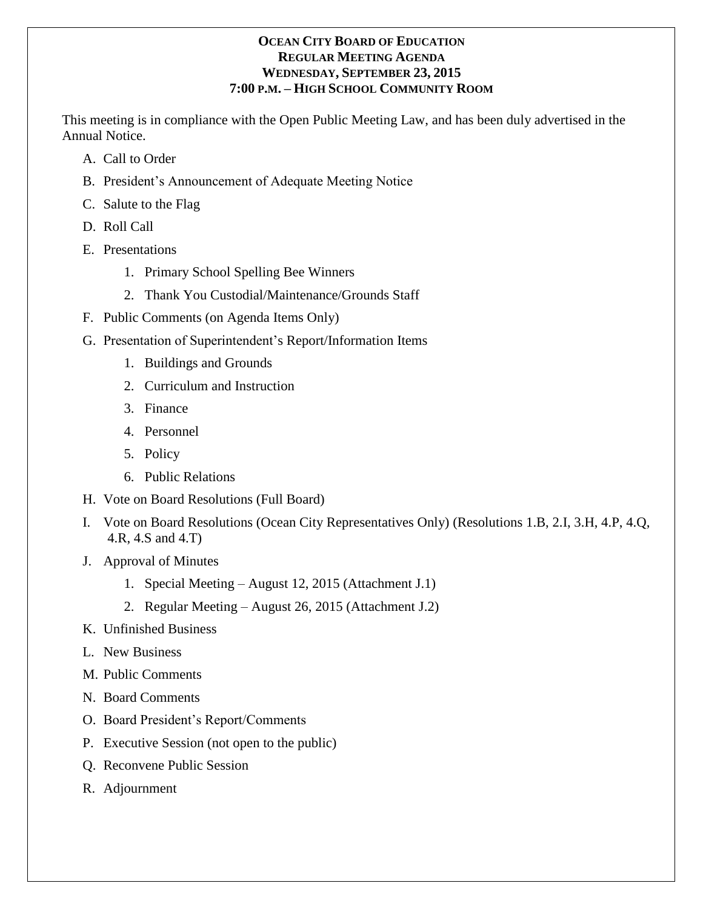**OCEAN CITY BOARD OF EDUCATION**
**REGULAR MEETING AGENDA**
**WEDNESDAY, SEPTEMBER 23, 2015**
**7:00 P.M. – HIGH SCHOOL COMMUNITY ROOM**

This meeting is in compliance with the Open Public Meeting Law, and has been duly advertised in the Annual Notice.

A. Call to Order

B. President's Announcement of Adequate Meeting Notice

C. Salute to the Flag

D. Roll Call

E. Presentations

   1. Primary School Spelling Bee Winners
   2. Thank You Custodial/Maintenance/Grounds Staff

F. Public Comments (on Agenda Items Only)

G. Presentation of Superintendent's Report/Information Items

   1. Buildings and Grounds
   2. Curriculum and Instruction
   3. Finance
   4. Personnel
   5. Policy
   6. Public Relations

H. Vote on Board Resolutions (Full Board)

I. Vote on Board Resolutions (Ocean City Representatives Only) (Resolutions 1.B, 2.I, 3.H, 4.P, 4.Q, 4.R, 4.S and 4.T)

J. Approval of Minutes

   1. Special Meeting – August 12, 2015 (Attachment J.1)
   2. Regular Meeting – August 26, 2015 (Attachment J.2)

K. Unfinished Business

L. New Business

M. Public Comments

N. Board Comments

O. Board President's Report/Comments

P. Executive Session (not open to the public)

Q. Reconvene Public Session

R. Adjournment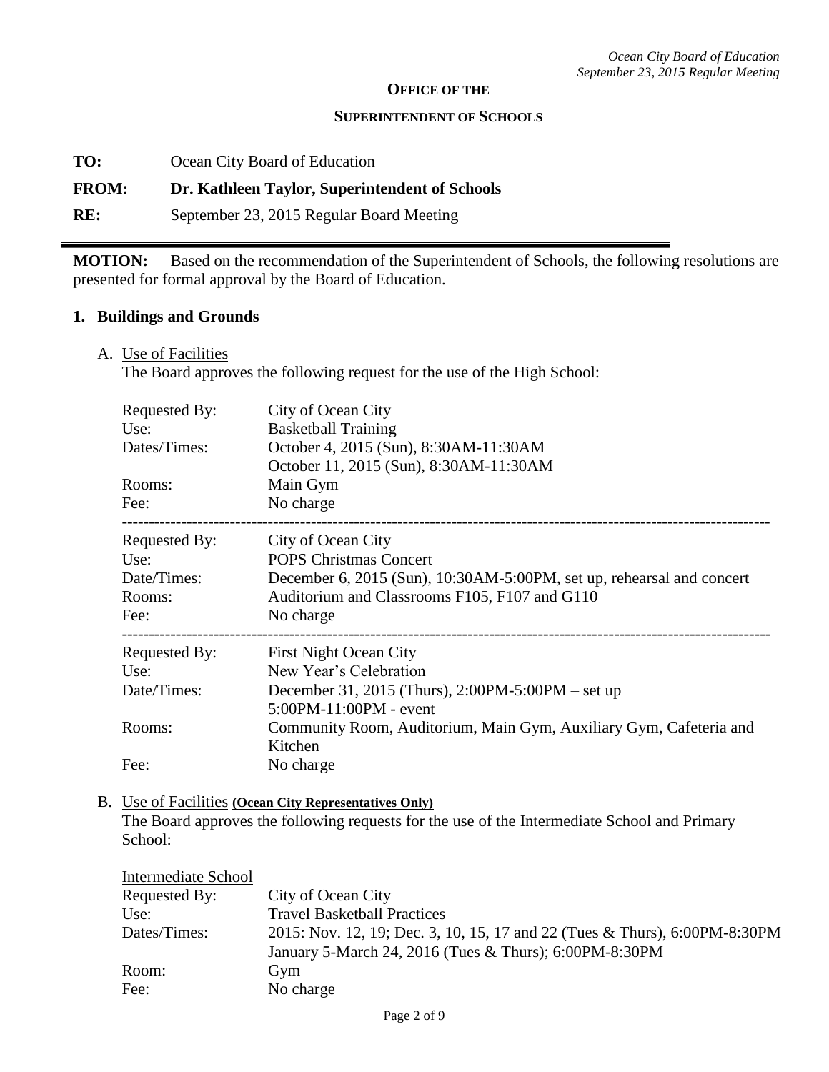**OFFICE OF THE**

**SUPERINTENDENT OF SCHOOLS**

**TO:** Ocean City Board of Education

**FROM:** **Dr. Kathleen Taylor, Superintendent of Schools**

**RE:** September 23, 2015 Regular Board Meeting

---

**MOTION:** Based on the recommendation of the Superintendent of Schools, the following resolutions are presented for formal approval by the Board of Education.

## 1. Buildings and Grounds

A. Use of Facilities

The Board approves the following request for the use of the High School:

| | |
|---|---|
| Requested By: | City of Ocean City |
| Use: | Basketball Training |
| Dates/Times: | October 4, 2015 (Sun), 8:30AM-11:30AM<br>October 11, 2015 (Sun), 8:30AM-11:30AM |
| Rooms: | Main Gym |
| Fee: | No charge |

---

| | |
|---|---|
| Requested By: | City of Ocean City |
| Use: | POPS Christmas Concert |
| Date/Times: | December 6, 2015 (Sun), 10:30AM-5:00PM, set up, rehearsal and concert |
| Rooms: | Auditorium and Classrooms F105, F107 and G110 |
| Fee: | No charge |

---

| | |
|---|---|
| Requested By: | First Night Ocean City |
| Use: | New Year's Celebration |
| Date/Times: | December 31, 2015 (Thurs), 2:00PM-5:00PM – set up<br>5:00PM-11:00PM - event |
| Rooms: | Community Room, Auditorium, Main Gym, Auxiliary Gym, Cafeteria and Kitchen |
| Fee: | No charge |

B. Use of Facilities **(Ocean City Representatives Only)**

The Board approves the following requests for the use of the Intermediate School and Primary School:

Intermediate School

| | |
|---|---|
| Requested By: | City of Ocean City |
| Use: | Travel Basketball Practices |
| Dates/Times: | 2015: Nov. 12, 19; Dec. 3, 10, 15, 17 and 22 (Tues & Thurs), 6:00PM-8:30PM<br>January 5-March 24, 2016 (Tues & Thurs); 6:00PM-8:30PM |
| Room: | Gym |
| Fee: | No charge |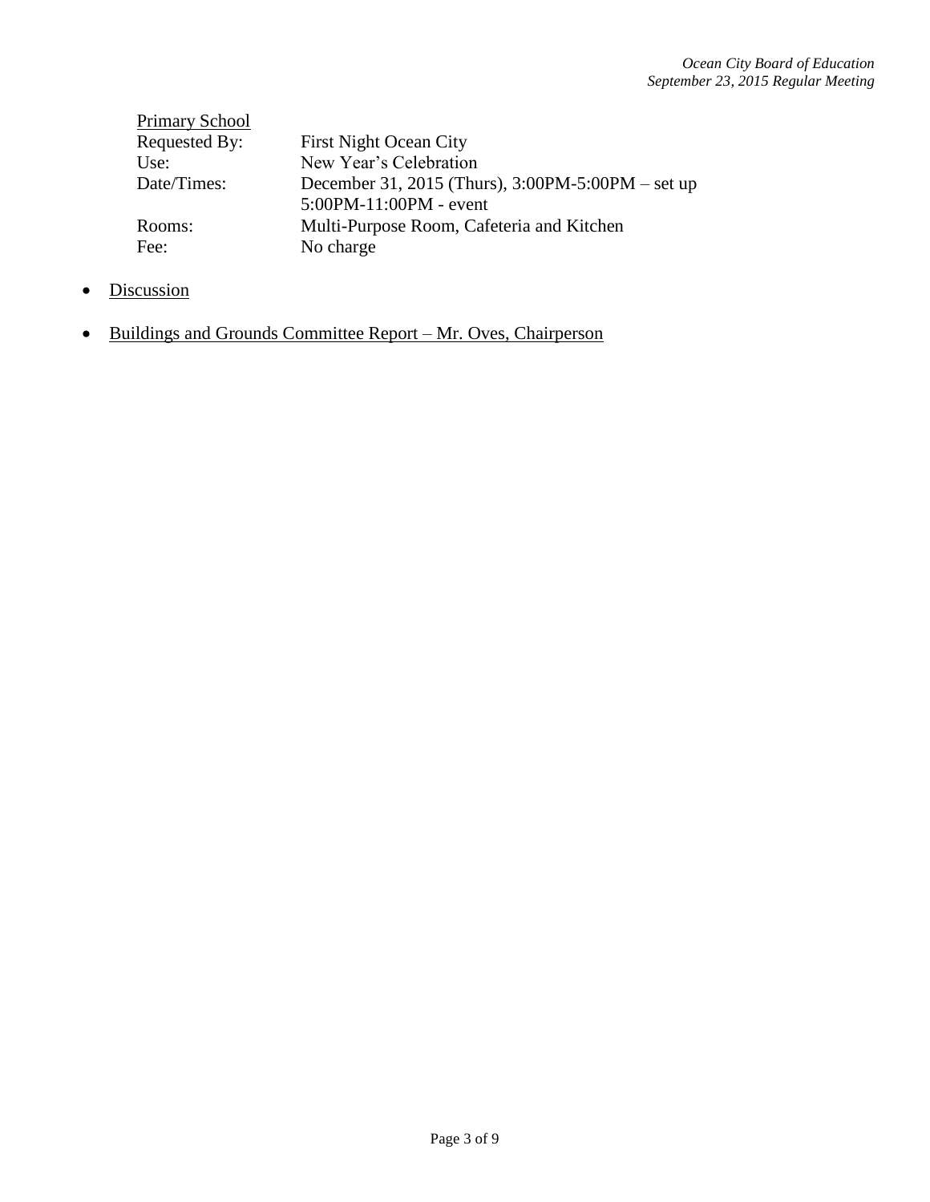<u>Primary School</u>

| | |
|---|---|
| Requested By: | First Night Ocean City |
| Use: | New Year's Celebration |
| Date/Times: | December 31, 2015 (Thurs), 3:00PM-5:00PM – set up<br>5:00PM-11:00PM - event |
| Rooms: | Multi-Purpose Room, Cafeteria and Kitchen |
| Fee: | No charge |

- <u>Discussion</u>

- <u>Buildings and Grounds Committee Report – Mr. Oves, Chairperson</u>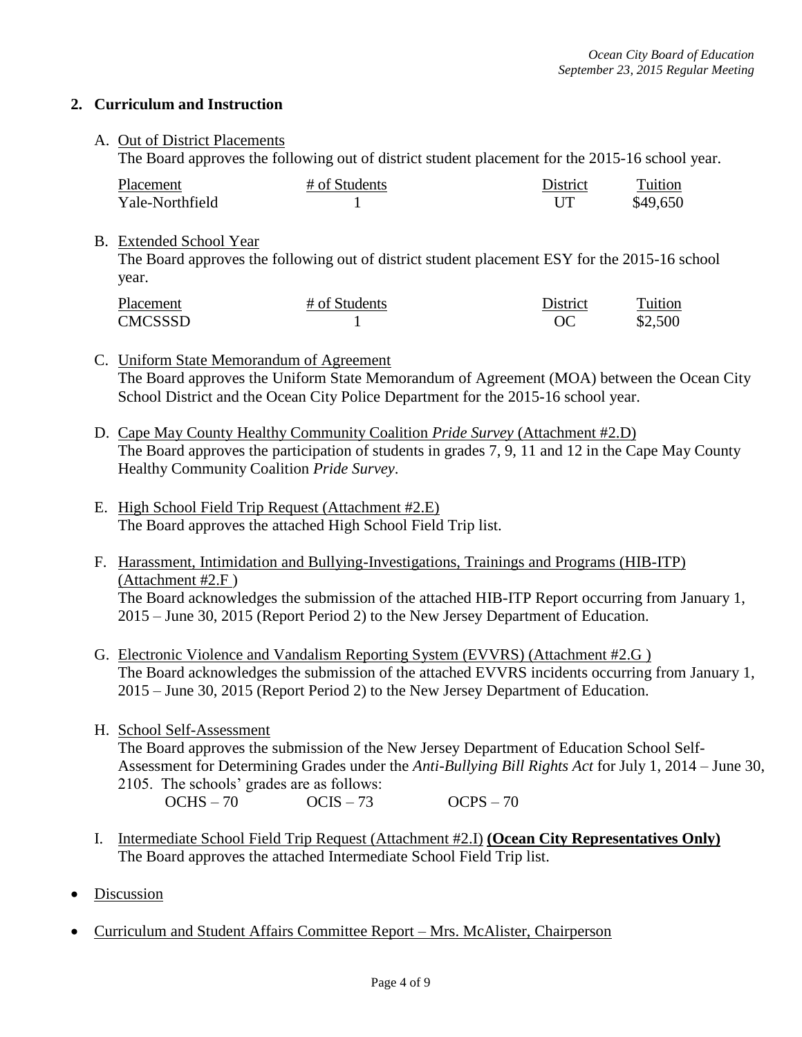## 2. Curriculum and Instruction

A. Out of District Placements

The Board approves the following out of district student placement for the 2015-16 school year.

| Placement | # of Students | District | Tuition |
|---|---|---|---|
| Yale-Northfield | 1 | UT | $49,650 |

B. Extended School Year

The Board approves the following out of district student placement ESY for the 2015-16 school year.

| Placement | # of Students | District | Tuition |
|---|---|---|---|
| CMCSSSD | 1 | OC | $2,500 |

C. Uniform State Memorandum of Agreement

The Board approves the Uniform State Memorandum of Agreement (MOA) between the Ocean City School District and the Ocean City Police Department for the 2015-16 school year.

D. Cape May County Healthy Community Coalition *Pride Survey* (Attachment #2.D)

The Board approves the participation of students in grades 7, 9, 11 and 12 in the Cape May County Healthy Community Coalition *Pride Survey*.

E. High School Field Trip Request (Attachment #2.E)

The Board approves the attached High School Field Trip list.

F. Harassment, Intimidation and Bullying-Investigations, Trainings and Programs (HIB-ITP) (Attachment #2.F )

The Board acknowledges the submission of the attached HIB-ITP Report occurring from January 1, 2015 – June 30, 2015 (Report Period 2) to the New Jersey Department of Education.

G. Electronic Violence and Vandalism Reporting System (EVVRS) (Attachment #2.G )

The Board acknowledges the submission of the attached EVVRS incidents occurring from January 1, 2015 – June 30, 2015 (Report Period 2) to the New Jersey Department of Education.

H. School Self-Assessment

The Board approves the submission of the New Jersey Department of Education School Self-Assessment for Determining Grades under the *Anti-Bullying Bill Rights Act* for July 1, 2014 – June 30, 2105. The schools' grades are as follows:

OCHS – 70 OCIS – 73 OCPS – 70

I. Intermediate School Field Trip Request (Attachment #2.I) **(Ocean City Representatives Only)**

The Board approves the attached Intermediate School Field Trip list.

- Discussion
- Curriculum and Student Affairs Committee Report – Mrs. McAlister, Chairperson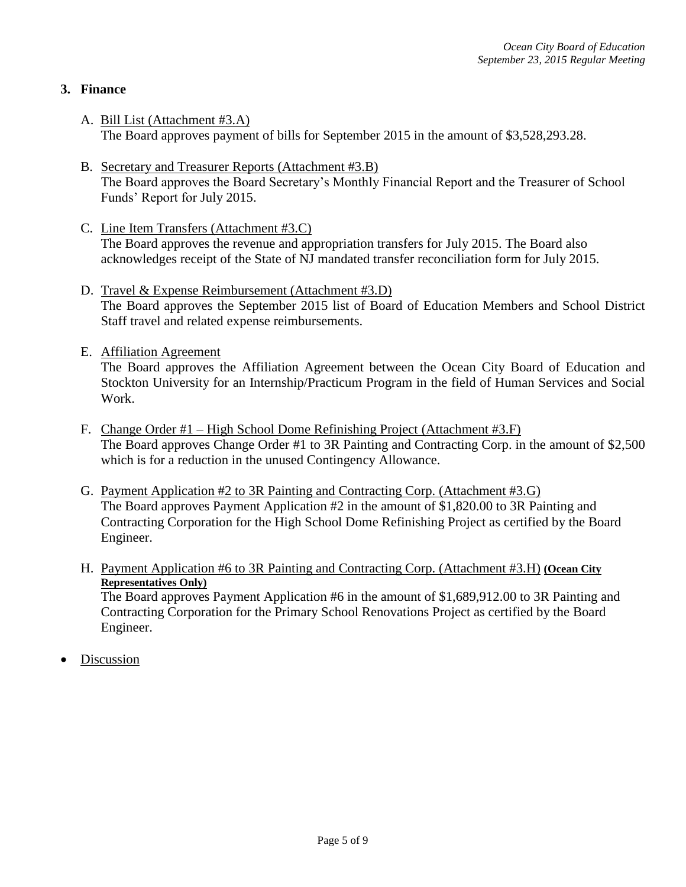## 3. Finance

A. Bill List (Attachment #3.A)
The Board approves payment of bills for September 2015 in the amount of $3,528,293.28.

B. Secretary and Treasurer Reports (Attachment #3.B)
The Board approves the Board Secretary's Monthly Financial Report and the Treasurer of School Funds' Report for July 2015.

C. Line Item Transfers (Attachment #3.C)
The Board approves the revenue and appropriation transfers for July 2015. The Board also acknowledges receipt of the State of NJ mandated transfer reconciliation form for July 2015.

D. Travel & Expense Reimbursement (Attachment #3.D)
The Board approves the September 2015 list of Board of Education Members and School District Staff travel and related expense reimbursements.

E. Affiliation Agreement
The Board approves the Affiliation Agreement between the Ocean City Board of Education and Stockton University for an Internship/Practicum Program in the field of Human Services and Social Work.

F. Change Order #1 – High School Dome Refinishing Project (Attachment #3.F)
The Board approves Change Order #1 to 3R Painting and Contracting Corp. in the amount of $2,500 which is for a reduction in the unused Contingency Allowance.

G. Payment Application #2 to 3R Painting and Contracting Corp. (Attachment #3.G)
The Board approves Payment Application #2 in the amount of $1,820.00 to 3R Painting and Contracting Corporation for the High School Dome Refinishing Project as certified by the Board Engineer.

H. Payment Application #6 to 3R Painting and Contracting Corp. (Attachment #3.H) **(Ocean City Representatives Only)**
The Board approves Payment Application #6 in the amount of $1,689,912.00 to 3R Painting and Contracting Corporation for the Primary School Renovations Project as certified by the Board Engineer.

- Discussion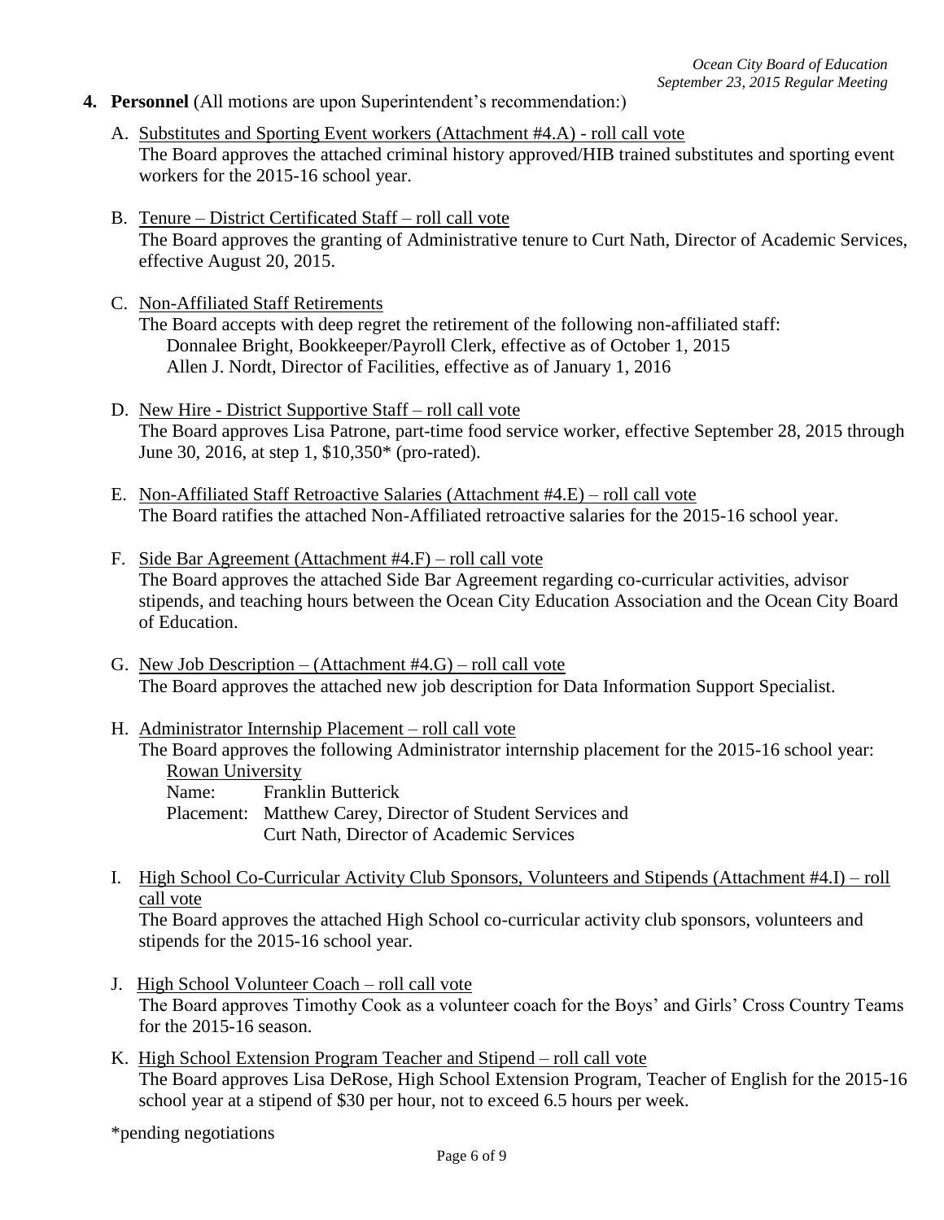**4. Personnel** (All motions are upon Superintendent's recommendation:)

A. Substitutes and Sporting Event workers (Attachment #4.A) - roll call vote
The Board approves the attached criminal history approved/HIB trained substitutes and sporting event workers for the 2015-16 school year.

B. Tenure – District Certificated Staff – roll call vote
The Board approves the granting of Administrative tenure to Curt Nath, Director of Academic Services, effective August 20, 2015.

C. Non-Affiliated Staff Retirements
The Board accepts with deep regret the retirement of the following non-affiliated staff:
Donnalee Bright, Bookkeeper/Payroll Clerk, effective as of October 1, 2015
Allen J. Nordt, Director of Facilities, effective as of January 1, 2016

D. New Hire - District Supportive Staff – roll call vote
The Board approves Lisa Patrone, part-time food service worker, effective September 28, 2015 through June 30, 2016, at step 1, $10,350* (pro-rated).

E. Non-Affiliated Staff Retroactive Salaries (Attachment #4.E) – roll call vote
The Board ratifies the attached Non-Affiliated retroactive salaries for the 2015-16 school year.

F. Side Bar Agreement (Attachment #4.F) – roll call vote
The Board approves the attached Side Bar Agreement regarding co-curricular activities, advisor stipends, and teaching hours between the Ocean City Education Association and the Ocean City Board of Education.

G. New Job Description – (Attachment #4.G) – roll call vote
The Board approves the attached new job description for Data Information Support Specialist.

H. Administrator Internship Placement – roll call vote
The Board approves the following Administrator internship placement for the 2015-16 school year:
Rowan University
Name: Franklin Butterick
Placement: Matthew Carey, Director of Student Services and
Curt Nath, Director of Academic Services

I. High School Co-Curricular Activity Club Sponsors, Volunteers and Stipends (Attachment #4.I) – roll call vote
The Board approves the attached High School co-curricular activity club sponsors, volunteers and stipends for the 2015-16 school year.

J. High School Volunteer Coach – roll call vote
The Board approves Timothy Cook as a volunteer coach for the Boys' and Girls' Cross Country Teams for the 2015-16 season.

K. High School Extension Program Teacher and Stipend – roll call vote
The Board approves Lisa DeRose, High School Extension Program, Teacher of English for the 2015-16 school year at a stipend of $30 per hour, not to exceed 6.5 hours per week.

*pending negotiations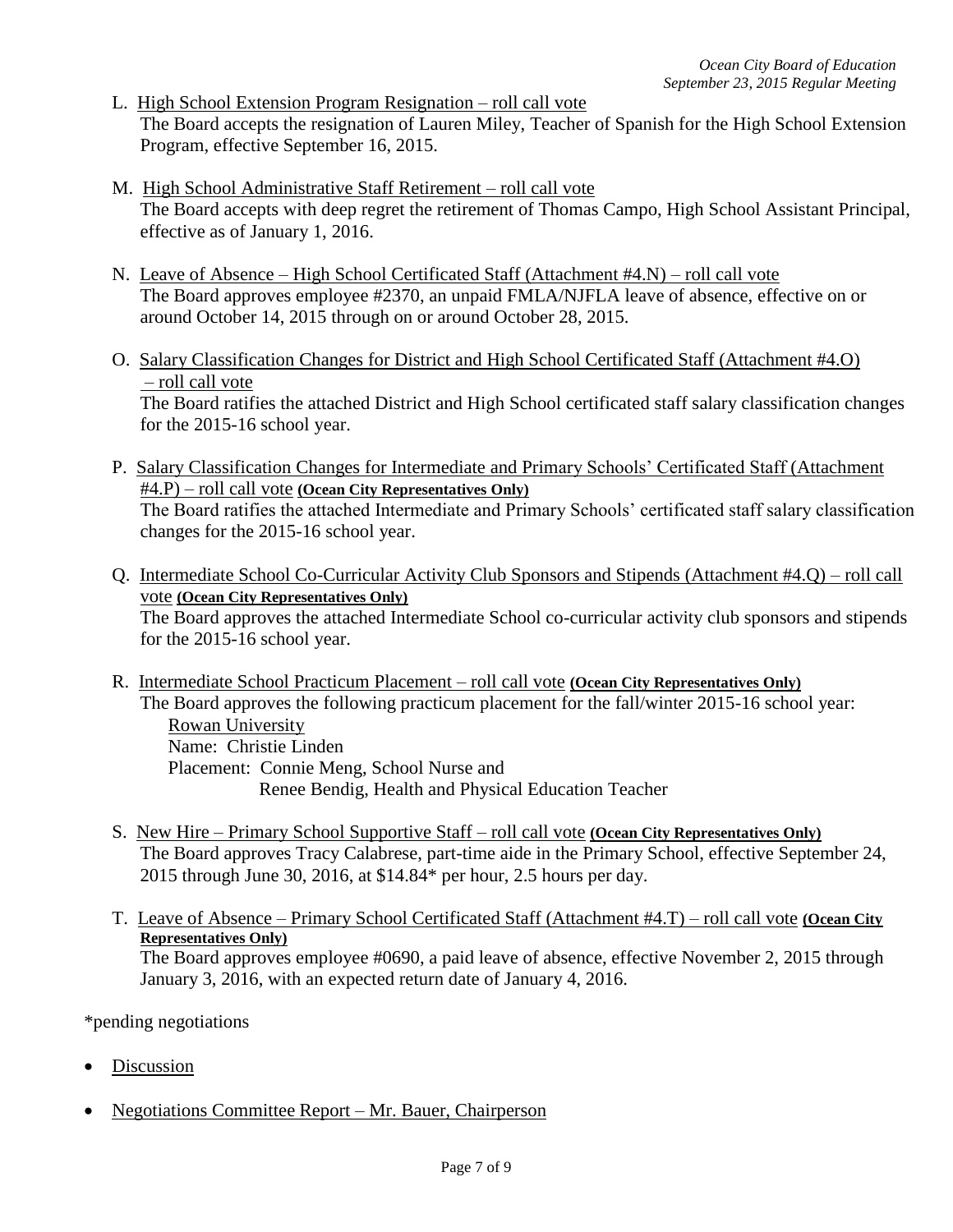L. <u>High School Extension Program Resignation – roll call vote</u>
The Board accepts the resignation of Lauren Miley, Teacher of Spanish for the High School Extension Program, effective September 16, 2015.

M. <u>High School Administrative Staff Retirement – roll call vote</u>
The Board accepts with deep regret the retirement of Thomas Campo, High School Assistant Principal, effective as of January 1, 2016.

N. <u>Leave of Absence – High School Certificated Staff (Attachment #4.N) – roll call vote</u>
The Board approves employee #2370, an unpaid FMLA/NJFLA leave of absence, effective on or around October 14, 2015 through on or around October 28, 2015.

O. <u>Salary Classification Changes for District and High School Certificated Staff (Attachment #4.O) – roll call vote</u>
The Board ratifies the attached District and High School certificated staff salary classification changes for the 2015-16 school year.

P. <u>Salary Classification Changes for Intermediate and Primary Schools' Certificated Staff (Attachment #4.P) – roll call vote</u> **(Ocean City Representatives Only)**
The Board ratifies the attached Intermediate and Primary Schools' certificated staff salary classification changes for the 2015-16 school year.

Q. <u>Intermediate School Co-Curricular Activity Club Sponsors and Stipends (Attachment #4.Q) – roll call vote</u> **(Ocean City Representatives Only)**
The Board approves the attached Intermediate School co-curricular activity club sponsors and stipends for the 2015-16 school year.

R. <u>Intermediate School Practicum Placement – roll call vote</u> **(Ocean City Representatives Only)**
The Board approves the following practicum placement for the fall/winter 2015-16 school year:
<u>Rowan University</u>
Name: Christie Linden
Placement: Connie Meng, School Nurse and
Renee Bendig, Health and Physical Education Teacher

S. <u>New Hire – Primary School Supportive Staff – roll call vote</u> **(Ocean City Representatives Only)**
The Board approves Tracy Calabrese, part-time aide in the Primary School, effective September 24, 2015 through June 30, 2016, at $14.84* per hour, 2.5 hours per day.

T. <u>Leave of Absence – Primary School Certificated Staff (Attachment #4.T) – roll call vote</u> **(Ocean City Representatives Only)**
The Board approves employee #0690, a paid leave of absence, effective November 2, 2015 through January 3, 2016, with an expected return date of January 4, 2016.

*pending negotiations

- <u>Discussion</u>

- <u>Negotiations Committee Report – Mr. Bauer, Chairperson</u>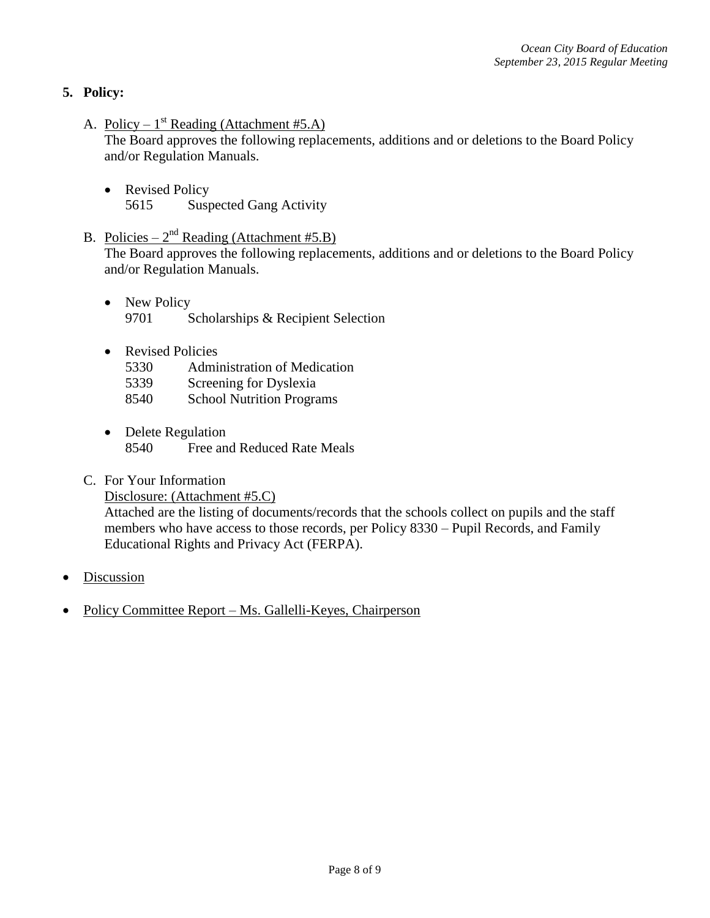## 5. Policy:

A. Policy – 1st Reading (Attachment #5.A)
The Board approves the following replacements, additions and or deletions to the Board Policy and/or Regulation Manuals.

- Revised Policy
  5615 Suspected Gang Activity

B. Policies – 2nd Reading (Attachment #5.B)
The Board approves the following replacements, additions and or deletions to the Board Policy and/or Regulation Manuals.

- New Policy
  9701 Scholarships & Recipient Selection

- Revised Policies
  5330 Administration of Medication
  5339 Screening for Dyslexia
  8540 School Nutrition Programs

- Delete Regulation
  8540 Free and Reduced Rate Meals

C. For Your Information
Disclosure: (Attachment #5.C)
Attached are the listing of documents/records that the schools collect on pupils and the staff members who have access to those records, per Policy 8330 – Pupil Records, and Family Educational Rights and Privacy Act (FERPA).

- Discussion

- Policy Committee Report – Ms. Gallelli-Keyes, Chairperson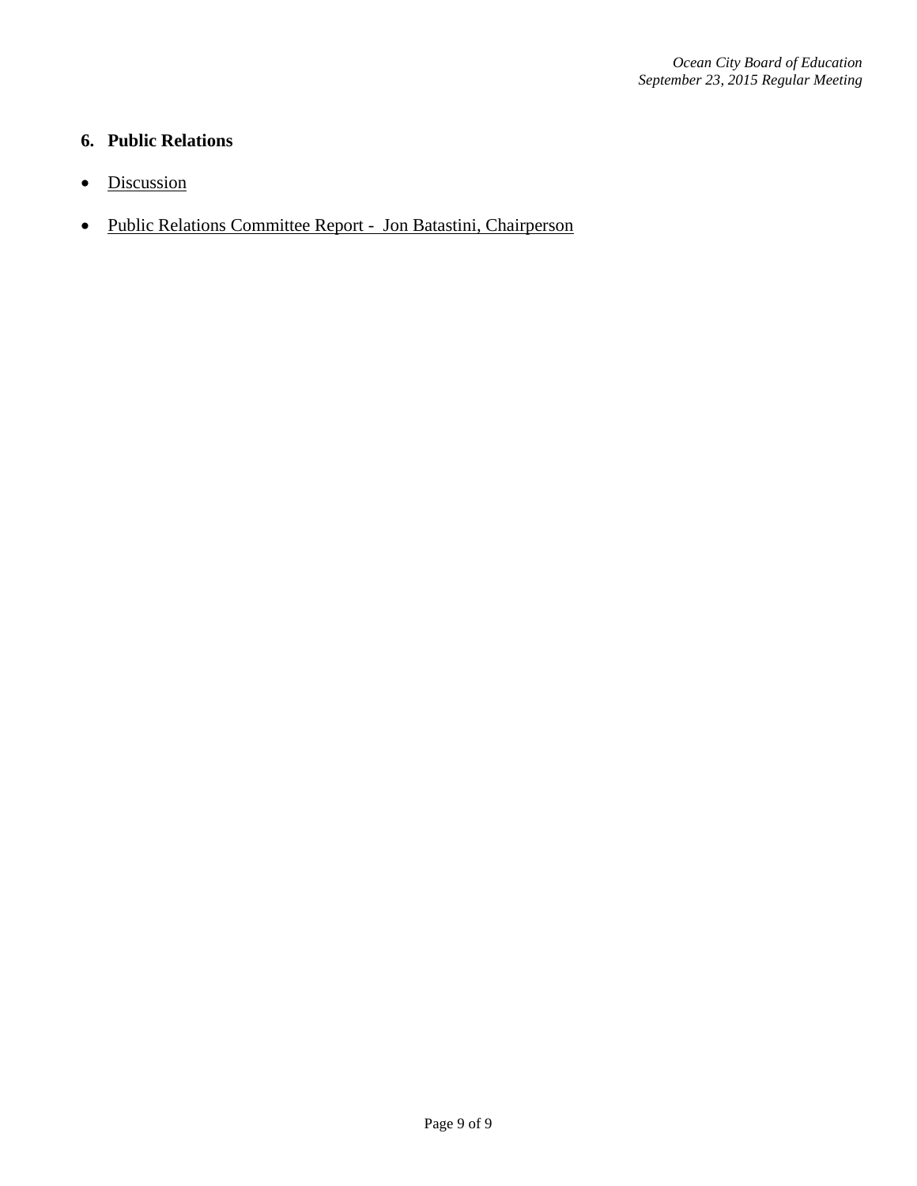**6. Public Relations**

- Discussion
- Public Relations Committee Report - Jon Batastini, Chairperson